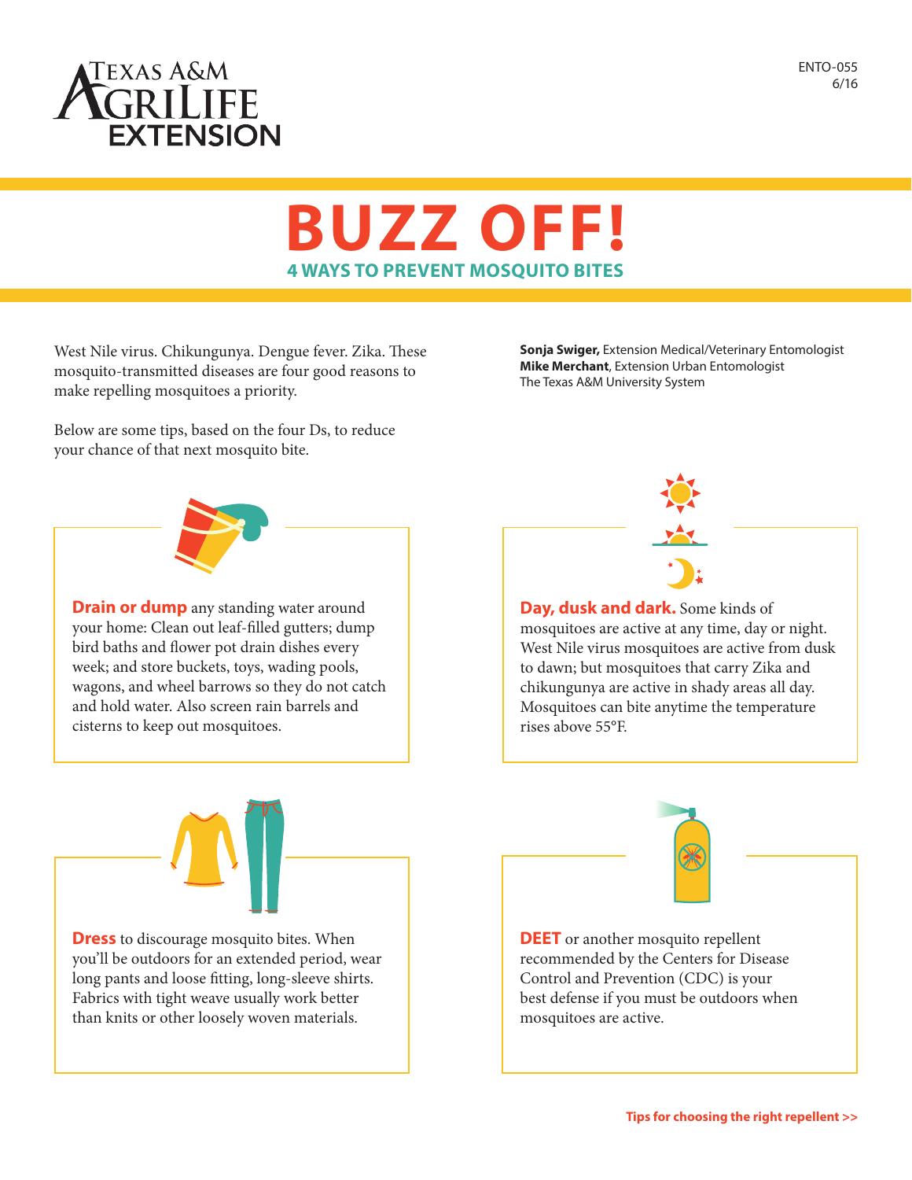Texas A&M AgriLife Extension

ENTO-055
6/16

# BUZZ OFF!

## 4 WAYS TO PREVENT MOSQUITO BITES

West Nile virus. Chikungunya. Dengue fever. Zika. These mosquito-transmitted diseases are four good reasons to make repelling mosquitoes a priority.

Below are some tips, based on the four Ds, to reduce your chance of that next mosquito bite.

**Sonja Swiger,** Extension Medical/Veterinary Entomologist
**Mike Merchant**, Extension Urban Entomologist
The Texas A&M University System

**Drain or dump** any standing water around your home: Clean out leaf-filled gutters; dump bird baths and flower pot drain dishes every week; and store buckets, toys, wading pools, wagons, and wheel barrows so they do not catch and hold water. Also screen rain barrels and cisterns to keep out mosquitoes.

**Day, dusk and dark.** Some kinds of mosquitoes are active at any time, day or night. West Nile virus mosquitoes are active from dusk to dawn; but mosquitoes that carry Zika and chikungunya are active in shady areas all day. Mosquitoes can bite anytime the temperature rises above 55°F.

**Dress** to discourage mosquito bites. When you'll be outdoors for an extended period, wear long pants and loose fitting, long-sleeve shirts. Fabrics with tight weave usually work better than knits or other loosely woven materials.

**DEET** or another mosquito repellent recommended by the Centers for Disease Control and Prevention (CDC) is your best defense if you must be outdoors when mosquitoes are active.

**Tips for choosing the right repellent >>**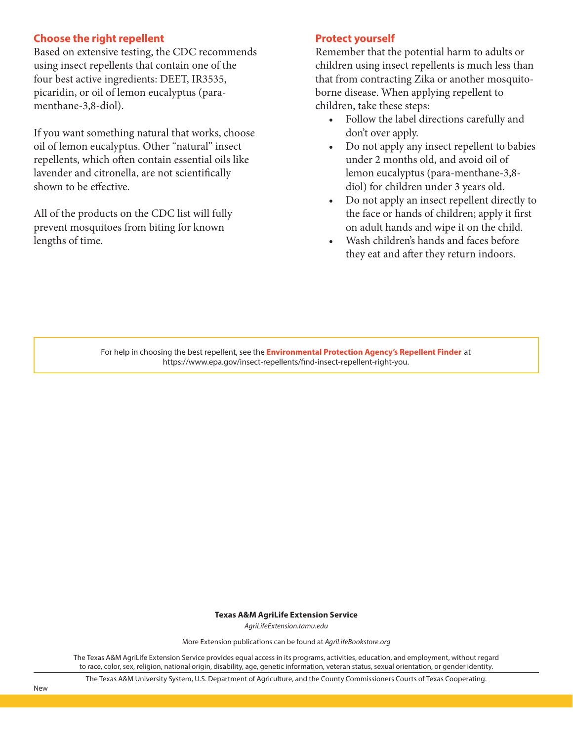## Choose the right repellent

Based on extensive testing, the CDC recommends using insect repellents that contain one of the four best active ingredients: DEET, IR3535, picaridin, or oil of lemon eucalyptus (para-menthane-3,8-diol).

If you want something natural that works, choose oil of lemon eucalyptus. Other "natural" insect repellents, which often contain essential oils like lavender and citronella, are not scientifically shown to be effective.

All of the products on the CDC list will fully prevent mosquitoes from biting for known lengths of time.

## Protect yourself

Remember that the potential harm to adults or children using insect repellents is much less than that from contracting Zika or another mosquito-borne disease. When applying repellent to children, take these steps:

- Follow the label directions carefully and don't over apply.
- Do not apply any insect repellent to babies under 2 months old, and avoid oil of lemon eucalyptus (para-menthane-3,8-diol) for children under 3 years old.
- Do not apply an insect repellent directly to the face or hands of children; apply it first on adult hands and wipe it on the child.
- Wash children's hands and faces before they eat and after they return indoors.

For help in choosing the best repellent, see the **Environmental Protection Agency's Repellent Finder** at https://www.epa.gov/insect-repellents/find-insect-repellent-right-you.

**Texas A&M AgriLife Extension Service**

*AgriLifeExtension.tamu.edu*

More Extension publications can be found at *AgriLifeBookstore.org*

The Texas A&M AgriLife Extension Service provides equal access in its programs, activities, education, and employment, without regard to race, color, sex, religion, national origin, disability, age, genetic information, veteran status, sexual orientation, or gender identity.

The Texas A&M University System, U.S. Department of Agriculture, and the County Commissioners Courts of Texas Cooperating.

New